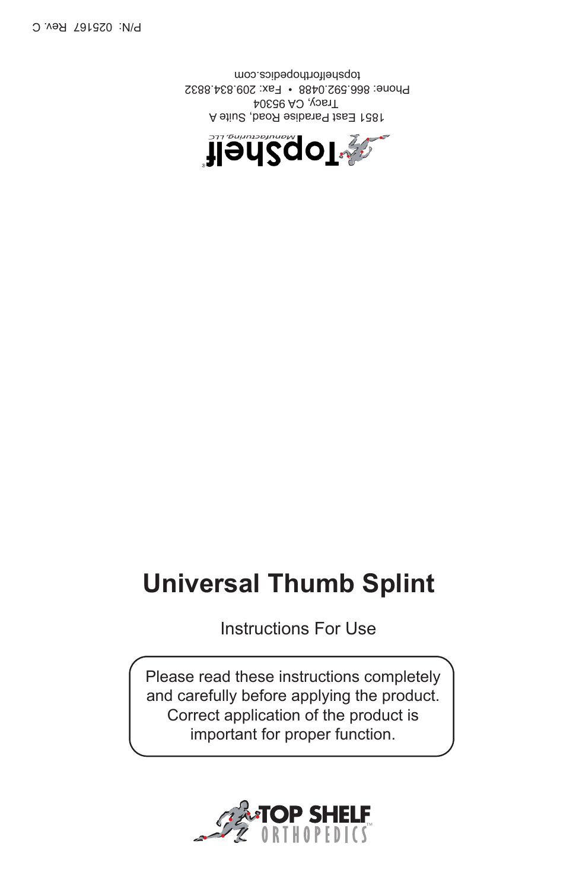P/N: 025167 Rev. C

TopShelf® Manufacturing, LLC

1851 East Paradise Road, Suite A
Tracy, CA 95304
Phone: 866.592.0488 • Fax: 209.834.8832
topshelforthopedics.com

# Universal Thumb Splint

Instructions For Use

Please read these instructions completely and carefully before applying the product. Correct application of the product is important for proper function.

TOP SHELF ORTHOPEDICS™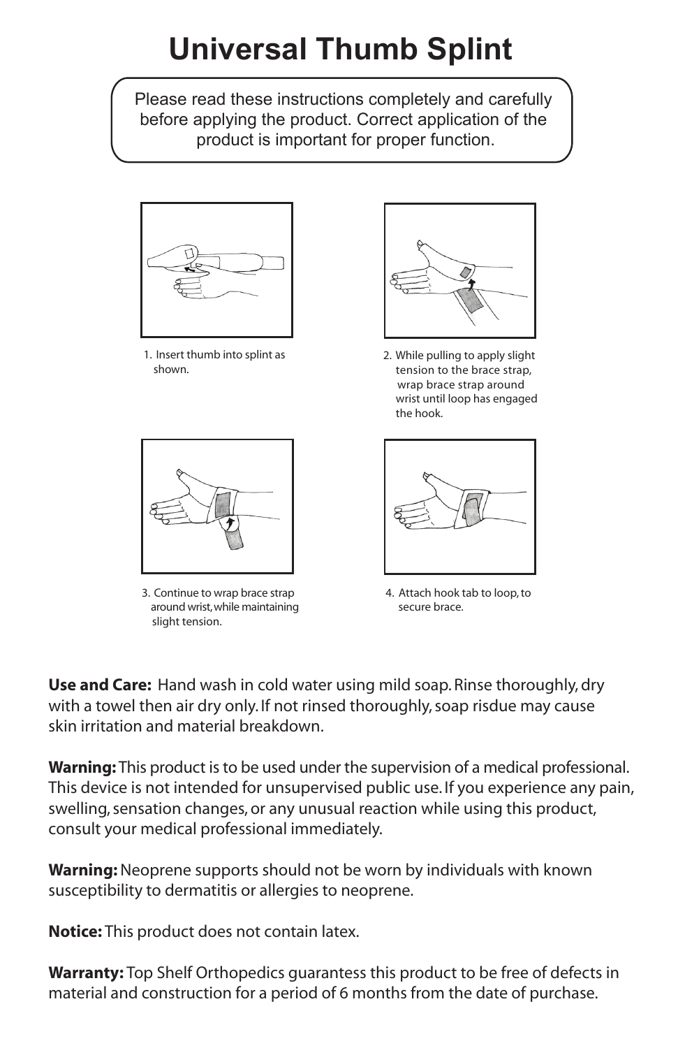# Universal Thumb Splint

Please read these instructions completely and carefully before applying the product. Correct application of the product is important for proper function.

1. Insert thumb into splint as shown.
2. While pulling to apply slight tension to the brace strap, wrap brace strap around wrist until loop has engaged the hook.
3. Continue to wrap brace strap around wrist, while maintaining slight tension.
4. Attach hook tab to loop, to secure brace.

**Use and Care:** Hand wash in cold water using mild soap. Rinse thoroughly, dry with a towel then air dry only. If not rinsed thoroughly, soap risdue may cause skin irritation and material breakdown.

**Warning:** This product is to be used under the supervision of a medical professional. This device is not intended for unsupervised public use. If you experience any pain, swelling, sensation changes, or any unusual reaction while using this product, consult your medical professional immediately.

**Warning:** Neoprene supports should not be worn by individuals with known susceptibility to dermatitis or allergies to neoprene.

**Notice:** This product does not contain latex.

**Warranty:** Top Shelf Orthopedics guarantess this product to be free of defects in material and construction for a period of 6 months from the date of purchase.